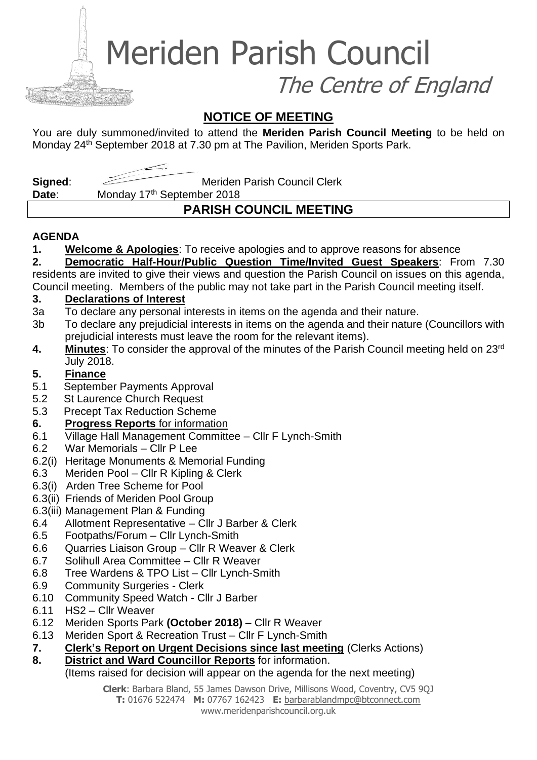# Meriden Parish Council

## *The Centre of England*

## NOTICE OF MEETING

You are duly summoned/invited to attend the **Meriden Parish Council Meeting** to be held on Monday 24th September 2018 at 7.30 pm at The Pavilion, Meriden Sports Park.

**Signed**: Meriden Parish Council Clerk

**Date**: Monday 17th September 2018

## PARISH COUNCIL MEETING

**AGENDA**

**1. Welcome & Apologies**: To receive apologies and to approve reasons for absence

**2. Democratic Half-Hour/Public Question Time/Invited Guest Speakers**: From 7.30 residents are invited to give their views and question the Parish Council on issues on this agenda, Council meeting. Members of the public may not take part in the Parish Council meeting itself.

**3. Declarations of Interest**

3a To declare any personal interests in items on the agenda and their nature.

3b To declare any prejudicial interests in items on the agenda and their nature (Councillors with prejudicial interests must leave the room for the relevant items).

**4. Minutes**: To consider the approval of the minutes of the Parish Council meeting held on 23rd July 2018.

**5. Finance**

5.1 September Payments Approval

5.2 St Laurence Church Request

5.3 Precept Tax Reduction Scheme

**6. Progress Reports** for information

6.1 Village Hall Management Committee – Cllr F Lynch-Smith

6.2 War Memorials – Cllr P Lee

6.2(i) Heritage Monuments & Memorial Funding

6.3 Meriden Pool – Cllr R Kipling & Clerk

6.3(i) Arden Tree Scheme for Pool

6.3(ii) Friends of Meriden Pool Group

6.3(iii) Management Plan & Funding

6.4 Allotment Representative – Cllr J Barber & Clerk

6.5 Footpaths/Forum – Cllr Lynch-Smith

6.6 Quarries Liaison Group – Cllr R Weaver & Clerk

6.7 Solihull Area Committee – Cllr R Weaver

6.8 Tree Wardens & TPO List – Cllr Lynch-Smith

6.9 Community Surgeries - Clerk

6.10 Community Speed Watch - Cllr J Barber

6.11 HS2 – Cllr Weaver

6.12 Meriden Sports Park **(October 2018)** – Cllr R Weaver

6.13 Meriden Sport & Recreation Trust – Cllr F Lynch-Smith

**7. Clerk's Report on Urgent Decisions since last meeting** (Clerks Actions)

**8. District and Ward Councillor Reports** for information.
(Items raised for decision will appear on the agenda for the next meeting)

**Clerk**: Barbara Bland, 55 James Dawson Drive, Millisons Wood, Coventry, CV5 9QJ
**T:** 01676 522474 **M:** 07767 162423 **E:** barbarablandmpc@btconnect.com
www.meridenparishcouncil.org.uk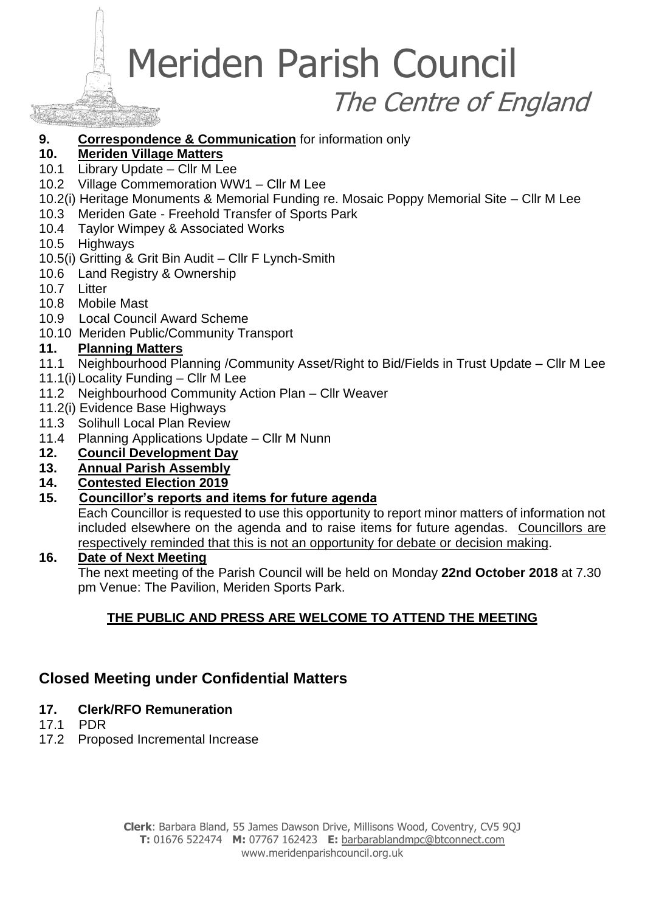# Meriden Parish Council

*The Centre of England*

**9. Correspondence & Communication** for information only

**10. Meriden Village Matters**

10.1 Library Update – Cllr M Lee
10.2 Village Commemoration WW1 – Cllr M Lee
10.2(i) Heritage Monuments & Memorial Funding re. Mosaic Poppy Memorial Site – Cllr M Lee
10.3 Meriden Gate - Freehold Transfer of Sports Park
10.4 Taylor Wimpey & Associated Works
10.5 Highways
10.5(i) Gritting & Grit Bin Audit – Cllr F Lynch-Smith
10.6 Land Registry & Ownership
10.7 Litter
10.8 Mobile Mast
10.9 Local Council Award Scheme
10.10 Meriden Public/Community Transport

**11. Planning Matters**

11.1 Neighbourhood Planning /Community Asset/Right to Bid/Fields in Trust Update – Cllr M Lee
11.1(i) Locality Funding – Cllr M Lee
11.2 Neighbourhood Community Action Plan – Cllr Weaver
11.2(i) Evidence Base Highways
11.3 Solihull Local Plan Review
11.4 Planning Applications Update – Cllr M Nunn

**12. Council Development Day**

**13. Annual Parish Assembly**

**14. Contested Election 2019**

**15. Councillor's reports and items for future agenda**

Each Councillor is requested to use this opportunity to report minor matters of information not included elsewhere on the agenda and to raise items for future agendas. Councillors are respectively reminded that this is not an opportunity for debate or decision making.

**16. Date of Next Meeting**

The next meeting of the Parish Council will be held on Monday **22nd October 2018** at 7.30 pm Venue: The Pavilion, Meriden Sports Park.

**THE PUBLIC AND PRESS ARE WELCOME TO ATTEND THE MEETING**

## Closed Meeting under Confidential Matters

**17. Clerk/RFO Remuneration**

17.1 PDR
17.2 Proposed Incremental Increase

**Clerk**: Barbara Bland, 55 James Dawson Drive, Millisons Wood, Coventry, CV5 9QJ
**T:** 01676 522474 **M:** 07767 162423 **E:** barbarablandmpc@btconnect.com
www.meridenparishcouncil.org.uk